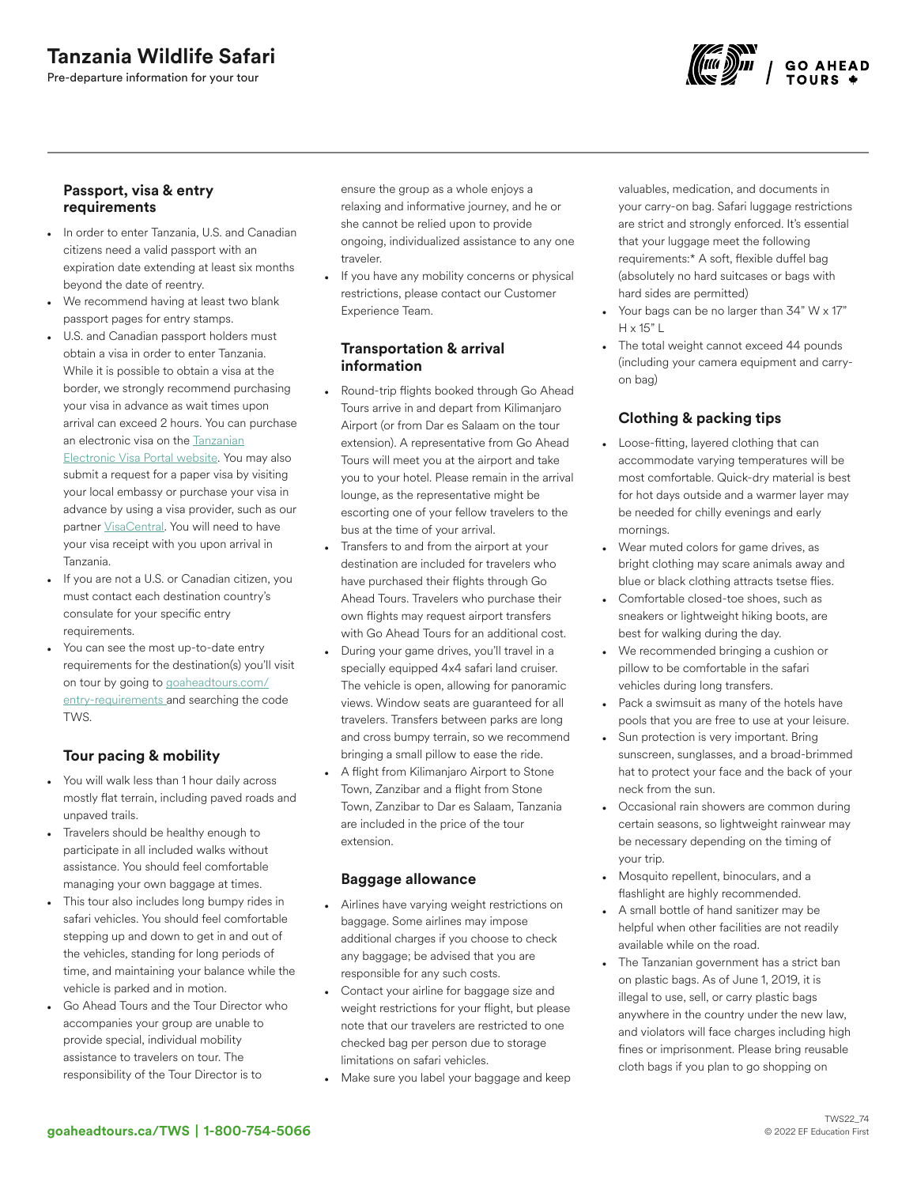# Tanzania Wildlife Safari

Pre-departure information for your tour

### Passport, visa & entry requirements

- In order to enter Tanzania, U.S. and Canadian citizens need a valid passport with an expiration date extending at least six months beyond the date of reentry.
- We recommend having at least two blank passport pages for entry stamps.
- U.S. and Canadian passport holders must obtain a visa in order to enter Tanzania. While it is possible to obtain a visa at the border, we strongly recommend purchasing your visa in advance as wait times upon arrival can exceed 2 hours. You can purchase an electronic visa on the Tanzanian Electronic Visa Portal website. You may also submit a request for a paper visa by visiting your local embassy or purchase your visa in advance by using a visa provider, such as our partner VisaCentral. You will need to have your visa receipt with you upon arrival in Tanzania.
- If you are not a U.S. or Canadian citizen, you must contact each destination country's consulate for your specific entry requirements.
- You can see the most up-to-date entry requirements for the destination(s) you'll visit on tour by going to goaheadtours.com/entry-requirements and searching the code TWS.

### Tour pacing & mobility

- You will walk less than 1 hour daily across mostly flat terrain, including paved roads and unpaved trails.
- Travelers should be healthy enough to participate in all included walks without assistance. You should feel comfortable managing your own baggage at times.
- This tour also includes long bumpy rides in safari vehicles. You should feel comfortable stepping up and down to get in and out of the vehicles, standing for long periods of time, and maintaining your balance while the vehicle is parked and in motion.
- Go Ahead Tours and the Tour Director who accompanies your group are unable to provide special, individual mobility assistance to travelers on tour. The responsibility of the Tour Director is to ensure the group as a whole enjoys a relaxing and informative journey, and he or she cannot be relied upon to provide ongoing, individualized assistance to any one traveler.
- If you have any mobility concerns or physical restrictions, please contact our Customer Experience Team.

### Transportation & arrival information

- Round-trip flights booked through Go Ahead Tours arrive in and depart from Kilimanjaro Airport (or from Dar es Salaam on the tour extension). A representative from Go Ahead Tours will meet you at the airport and take you to your hotel. Please remain in the arrival lounge, as the representative might be escorting one of your fellow travelers to the bus at the time of your arrival.
- Transfers to and from the airport at your destination are included for travelers who have purchased their flights through Go Ahead Tours. Travelers who purchase their own flights may request airport transfers with Go Ahead Tours for an additional cost.
- During your game drives, you'll travel in a specially equipped 4x4 safari land cruiser. The vehicle is open, allowing for panoramic views. Window seats are guaranteed for all travelers. Transfers between parks are long and cross bumpy terrain, so we recommend bringing a small pillow to ease the ride.
- A flight from Kilimanjaro Airport to Stone Town, Zanzibar and a flight from Stone Town, Zanzibar to Dar es Salaam, Tanzania are included in the price of the tour extension.

### Baggage allowance

- Airlines have varying weight restrictions on baggage. Some airlines may impose additional charges if you choose to check any baggage; be advised that you are responsible for any such costs.
- Contact your airline for baggage size and weight restrictions for your flight, but please note that our travelers are restricted to one checked bag per person due to storage limitations on safari vehicles.
- Make sure you label your baggage and keep valuables, medication, and documents in your carry-on bag. Safari luggage restrictions are strict and strongly enforced. It's essential that your luggage meet the following requirements:* A soft, flexible duffel bag (absolutely no hard suitcases or bags with hard sides are permitted)
- Your bags can be no larger than 34" W x 17" H x 15" L
- The total weight cannot exceed 44 pounds (including your camera equipment and carry-on bag)

### Clothing & packing tips

- Loose-fitting, layered clothing that can accommodate varying temperatures will be most comfortable. Quick-dry material is best for hot days outside and a warmer layer may be needed for chilly evenings and early mornings.
- Wear muted colors for game drives, as bright clothing may scare animals away and blue or black clothing attracts tsetse flies.
- Comfortable closed-toe shoes, such as sneakers or lightweight hiking boots, are best for walking during the day.
- We recommended bringing a cushion or pillow to be comfortable in the safari vehicles during long transfers.
- Pack a swimsuit as many of the hotels have pools that you are free to use at your leisure.
- Sun protection is very important. Bring sunscreen, sunglasses, and a broad-brimmed hat to protect your face and the back of your neck from the sun.
- Occasional rain showers are common during certain seasons, so lightweight rainwear may be necessary depending on the timing of your trip.
- Mosquito repellent, binoculars, and a flashlight are highly recommended.
- A small bottle of hand sanitizer may be helpful when other facilities are not readily available while on the road.
- The Tanzanian government has a strict ban on plastic bags. As of June 1, 2019, it is illegal to use, sell, or carry plastic bags anywhere in the country under the new law, and violators will face charges including high fines or imprisonment. Please bring reusable cloth bags if you plan to go shopping on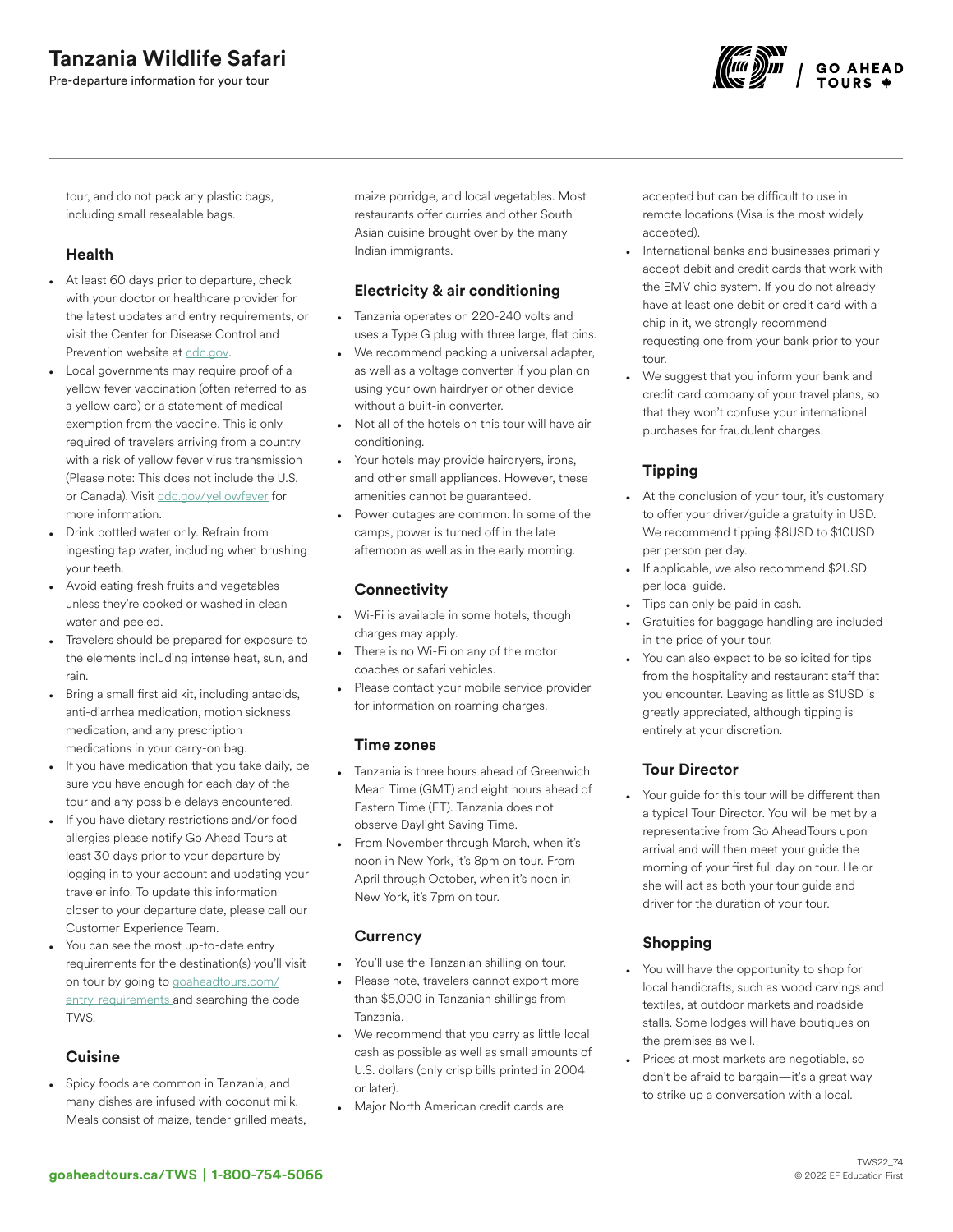tour, and do not pack any plastic bags, including small resealable bags.

## Health

- At least 60 days prior to departure, check with your doctor or healthcare provider for the latest updates and entry requirements, or visit the Center for Disease Control and Prevention website at cdc.gov.
- Local governments may require proof of a yellow fever vaccination (often referred to as a yellow card) or a statement of medical exemption from the vaccine. This is only required of travelers arriving from a country with a risk of yellow fever virus transmission (Please note: This does not include the U.S. or Canada). Visit cdc.gov/yellowfever for more information.
- Drink bottled water only. Refrain from ingesting tap water, including when brushing your teeth.
- Avoid eating fresh fruits and vegetables unless they're cooked or washed in clean water and peeled.
- Travelers should be prepared for exposure to the elements including intense heat, sun, and rain.
- Bring a small first aid kit, including antacids, anti-diarrhea medication, motion sickness medication, and any prescription medications in your carry-on bag.
- If you have medication that you take daily, be sure you have enough for each day of the tour and any possible delays encountered.
- If you have dietary restrictions and/or food allergies please notify Go Ahead Tours at least 30 days prior to your departure by logging in to your account and updating your traveler info. To update this information closer to your departure date, please call our Customer Experience Team.
- You can see the most up-to-date entry requirements for the destination(s) you'll visit on tour by going to goaheadtours.com/entry-requirements and searching the code TWS.

## Cuisine

- Spicy foods are common in Tanzania, and many dishes are infused with coconut milk. Meals consist of maize, tender grilled meats, maize porridge, and local vegetables. Most restaurants offer curries and other South Asian cuisine brought over by the many Indian immigrants.

## Electricity & air conditioning

- Tanzania operates on 220-240 volts and uses a Type G plug with three large, flat pins.
- We recommend packing a universal adapter, as well as a voltage converter if you plan on using your own hairdryer or other device without a built-in converter.
- Not all of the hotels on this tour will have air conditioning.
- Your hotels may provide hairdryers, irons, and other small appliances. However, these amenities cannot be guaranteed.
- Power outages are common. In some of the camps, power is turned off in the late afternoon as well as in the early morning.

## Connectivity

- Wi-Fi is available in some hotels, though charges may apply.
- There is no Wi-Fi on any of the motor coaches or safari vehicles.
- Please contact your mobile service provider for information on roaming charges.

## Time zones

- Tanzania is three hours ahead of Greenwich Mean Time (GMT) and eight hours ahead of Eastern Time (ET). Tanzania does not observe Daylight Saving Time.
- From November through March, when it's noon in New York, it's 8pm on tour. From April through October, when it's noon in New York, it's 7pm on tour.

## Currency

- You'll use the Tanzanian shilling on tour.
- Please note, travelers cannot export more than $5,000 in Tanzanian shillings from Tanzania.
- We recommend that you carry as little local cash as possible as well as small amounts of U.S. dollars (only crisp bills printed in 2004 or later).
- Major North American credit cards are accepted but can be difficult to use in remote locations (Visa is the most widely accepted).
- International banks and businesses primarily accept debit and credit cards that work with the EMV chip system. If you do not already have at least one debit or credit card with a chip in it, we strongly recommend requesting one from your bank prior to your tour.
- We suggest that you inform your bank and credit card company of your travel plans, so that they won't confuse your international purchases for fraudulent charges.

## Tipping

- At the conclusion of your tour, it's customary to offer your driver/guide a gratuity in USD. We recommend tipping $8USD to $10USD per person per day.
- If applicable, we also recommend $2USD per local guide.
- Tips can only be paid in cash.
- Gratuities for baggage handling are included in the price of your tour.
- You can also expect to be solicited for tips from the hospitality and restaurant staff that you encounter. Leaving as little as $1USD is greatly appreciated, although tipping is entirely at your discretion.

## Tour Director

- Your guide for this tour will be different than a typical Tour Director. You will be met by a representative from Go AheadTours upon arrival and will then meet your guide the morning of your first full day on tour. He or she will act as both your tour guide and driver for the duration of your tour.

## Shopping

- You will have the opportunity to shop for local handicrafts, such as wood carvings and textiles, at outdoor markets and roadside stalls. Some lodges will have boutiques on the premises as well.
- Prices at most markets are negotiable, so don't be afraid to bargain—it's a great way to strike up a conversation with a local.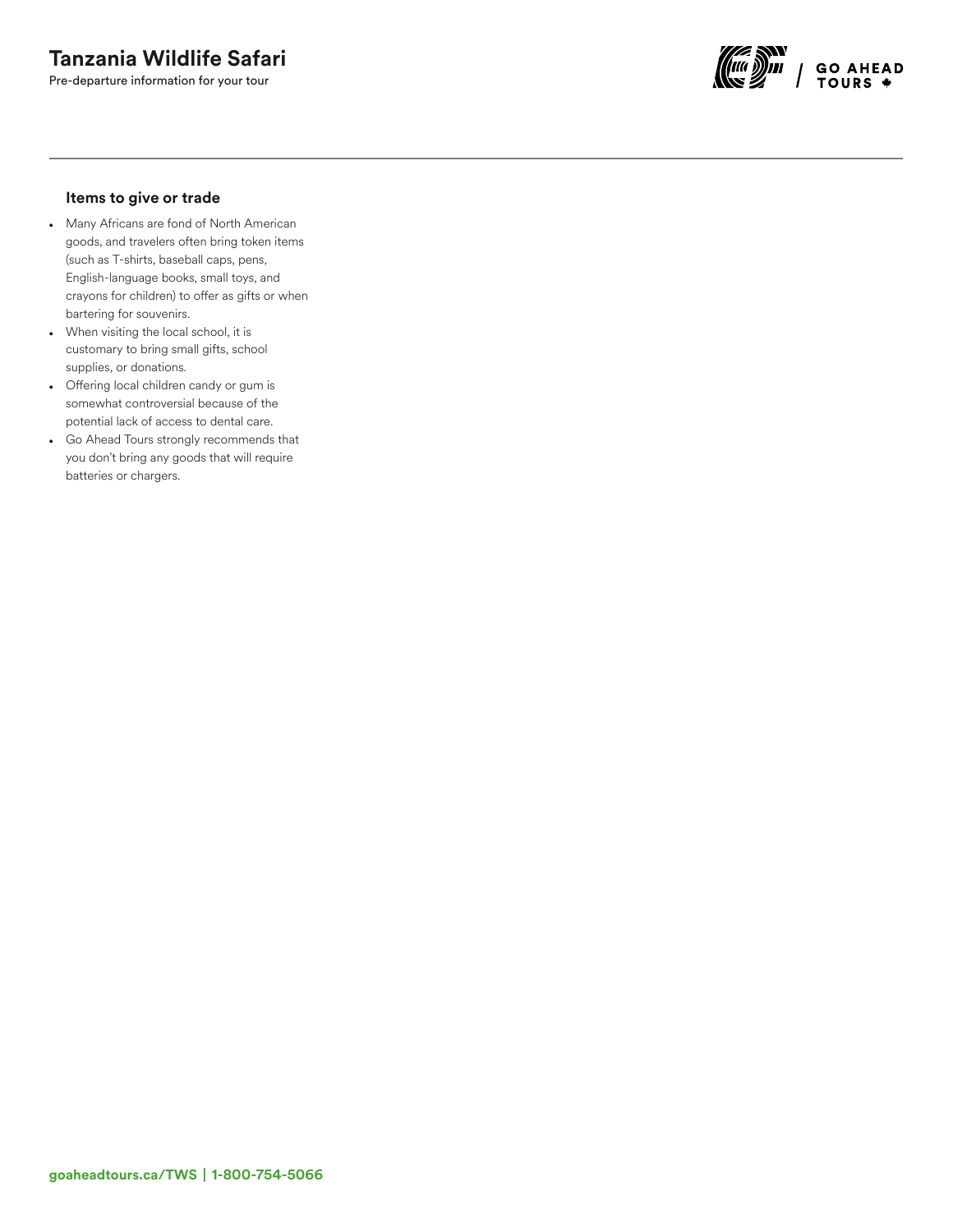### Items to give or trade

- Many Africans are fond of North American goods, and travelers often bring token items (such as T-shirts, baseball caps, pens, English-language books, small toys, and crayons for children) to offer as gifts or when bartering for souvenirs.
- When visiting the local school, it is customary to bring small gifts, school supplies, or donations.
- Offering local children candy or gum is somewhat controversial because of the potential lack of access to dental care.
- Go Ahead Tours strongly recommends that you don't bring any goods that will require batteries or chargers.